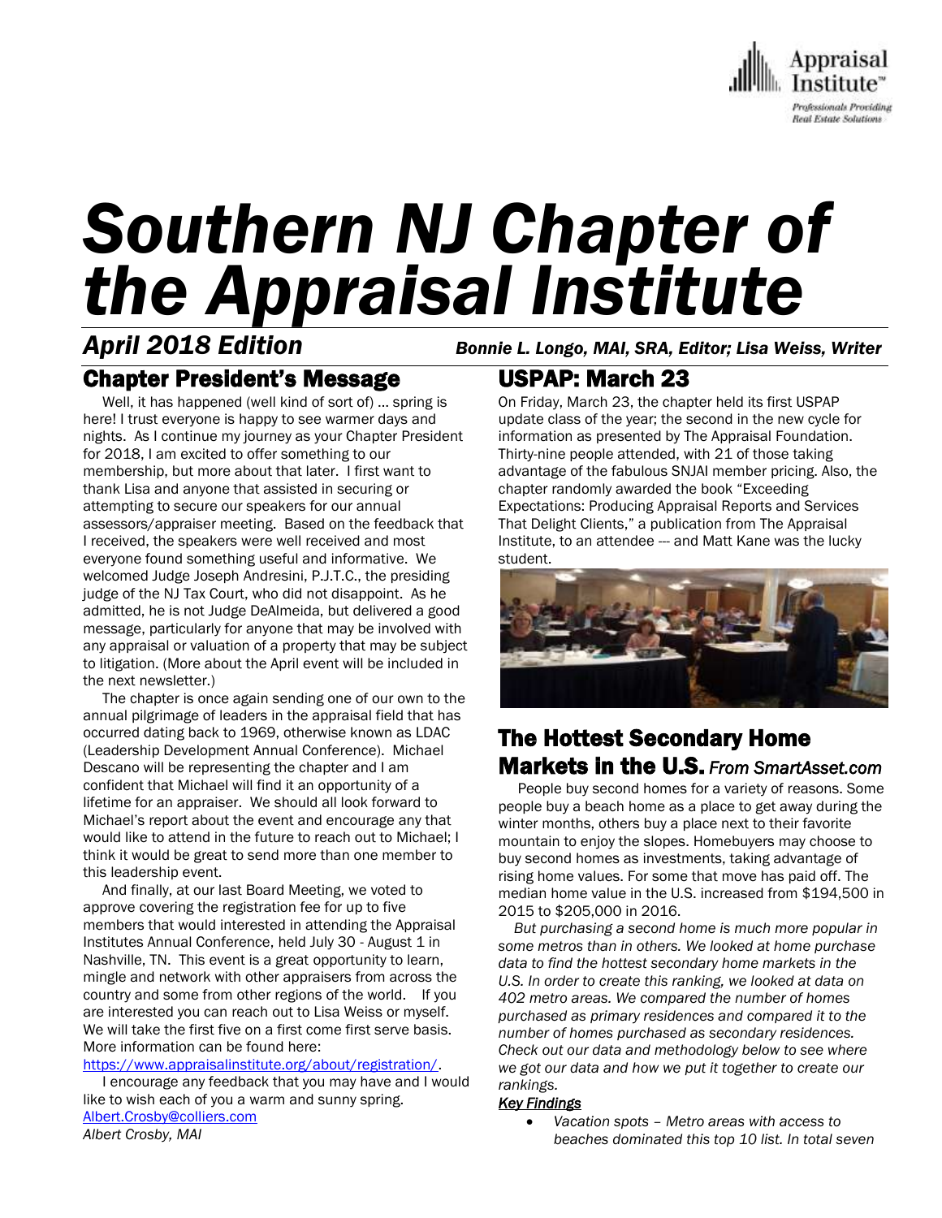# Southern NJ Chapter of the Appraisal Institute

*April 2018 Edition* — ***Bonnie L. Longo, MAI, SRA, Editor; Lisa Weiss, Writer***

## Chapter President's Message

Well, it has happened (well kind of sort of) … spring is here! I trust everyone is happy to see warmer days and nights. As I continue my journey as your Chapter President for 2018, I am excited to offer something to our membership, but more about that later. I first want to thank Lisa and anyone that assisted in securing or attempting to secure our speakers for our annual assessors/appraiser meeting. Based on the feedback that I received, the speakers were well received and most everyone found something useful and informative. We welcomed Judge Joseph Andresini, P.J.T.C., the presiding judge of the NJ Tax Court, who did not disappoint. As he admitted, he is not Judge DeAlmeida, but delivered a good message, particularly for anyone that may be involved with any appraisal or valuation of a property that may be subject to litigation. (More about the April event will be included in the next newsletter.)

The chapter is once again sending one of our own to the annual pilgrimage of leaders in the appraisal field that has occurred dating back to 1969, otherwise known as LDAC (Leadership Development Annual Conference). Michael Descano will be representing the chapter and I am confident that Michael will find it an opportunity of a lifetime for an appraiser. We should all look forward to Michael's report about the event and encourage any that would like to attend in the future to reach out to Michael; I think it would be great to send more than one member to this leadership event.

And finally, at our last Board Meeting, we voted to approve covering the registration fee for up to five members that would interested in attending the Appraisal Institutes Annual Conference, held July 30 - August 1 in Nashville, TN. This event is a great opportunity to learn, mingle and network with other appraisers from across the country and some from other regions of the world. If you are interested you can reach out to Lisa Weiss or myself. We will take the first five on a first come first serve basis. More information can be found here: [https://www.appraisalinstitute.org/about/registration/](https://www.appraisalinstitute.org/about/registration/).

I encourage any feedback that you may have and I would like to wish each of you a warm and sunny spring.

[Albert.Crosby@colliers.com](mailto:Albert.Crosby@colliers.com)

*Albert Crosby, MAI*

## USPAP: March 23

On Friday, March 23, the chapter held its first USPAP update class of the year; the second in the new cycle for information as presented by The Appraisal Foundation. Thirty-nine people attended, with 21 of those taking advantage of the fabulous SNJAI member pricing. Also, the chapter randomly awarded the book "Exceeding Expectations: Producing Appraisal Reports and Services That Delight Clients," a publication from The Appraisal Institute, to an attendee --- and Matt Kane was the lucky student.

## The Hottest Secondary Home Markets in the U.S. *From SmartAsset.com*

People buy second homes for a variety of reasons. Some people buy a beach home as a place to get away during the winter months, others buy a place next to their favorite mountain to enjoy the slopes. Homebuyers may choose to buy second homes as investments, taking advantage of rising home values. For some that move has paid off. The median home value in the U.S. increased from $194,500 in 2015 to $205,000 in 2016.

*But purchasing a second home is much more popular in some metros than in others. We looked at home purchase data to find the hottest secondary home markets in the U.S. In order to create this ranking, we looked at data on 402 metro areas. We compared the number of homes purchased as primary residences and compared it to the number of homes purchased as secondary residences. Check out our data and methodology below to see where we got our data and how we put it together to create our rankings.*

***Key Findings***

- *Vacation spots – Metro areas with access to beaches dominated this top 10 list. In total seven*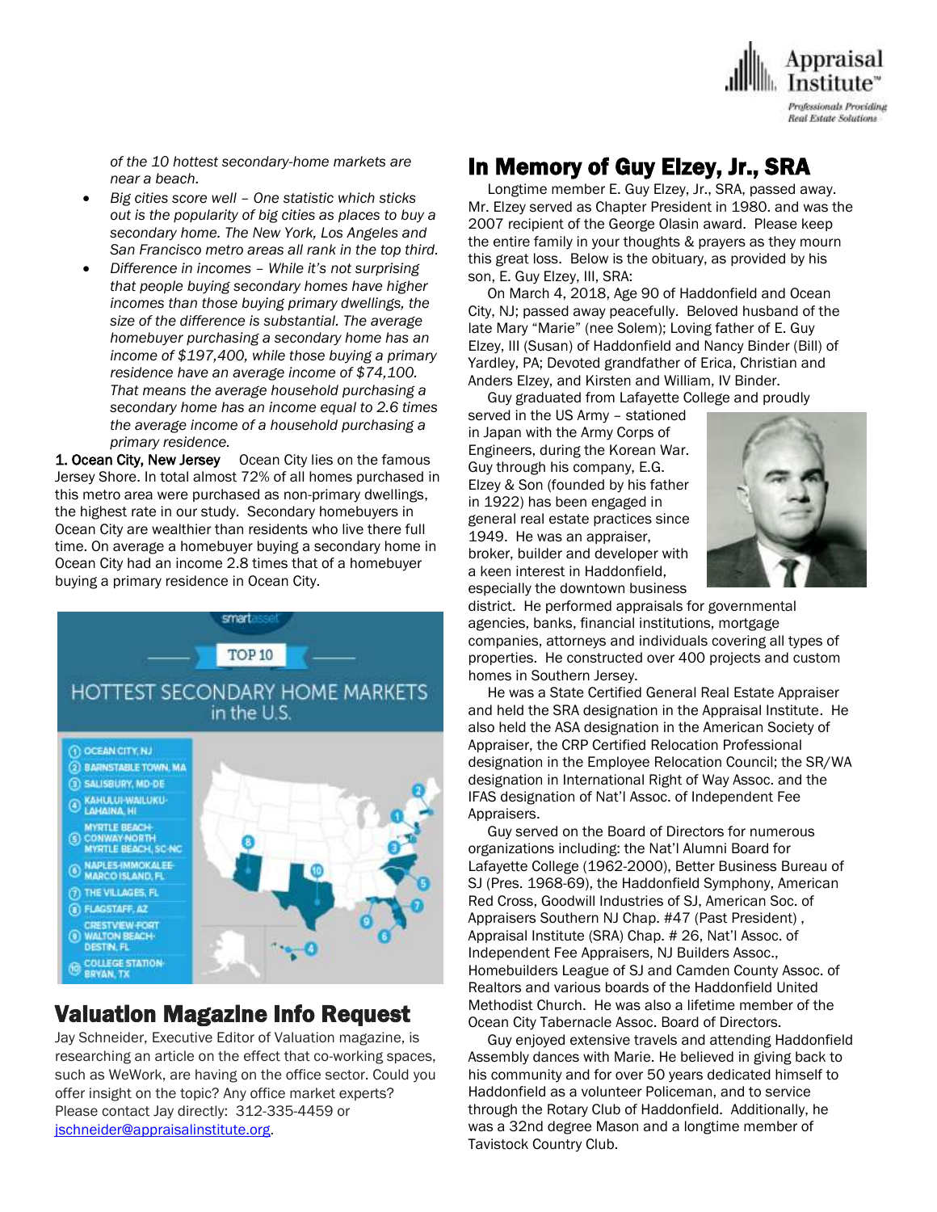*of the 10 hottest secondary-home markets are near a beach.*

- *Big cities score well – One statistic which sticks out is the popularity of big cities as places to buy a secondary home. The New York, Los Angeles and San Francisco metro areas all rank in the top third.*
- *Difference in incomes – While it's not surprising that people buying secondary homes have higher incomes than those buying primary dwellings, the size of the difference is substantial. The average homebuyer purchasing a secondary home has an income of $197,400, while those buying a primary residence have an average income of $74,100. That means the average household purchasing a secondary home has an income equal to 2.6 times the average income of a household purchasing a primary residence.*

1. Ocean City, New Jersey    Ocean City lies on the famous Jersey Shore. In total almost 72% of all homes purchased in this metro area were purchased as non-primary dwellings, the highest rate in our study. Secondary homebuyers in Ocean City are wealthier than residents who live there full time. On average a homebuyer buying a secondary home in Ocean City had an income 2.8 times that of a homebuyer buying a primary residence in Ocean City.

smartasset

TOP 10

HOTTEST SECONDARY HOME MARKETS in the U.S.

1. OCEAN CITY, NJ
2. BARNSTABLE TOWN, MA
3. SALISBURY, MD-DE
4. KAHULUI-WAILUKU-LAHAINA, HI
5. MYRTLE BEACH-CONWAY-NORTH MYRTLE BEACH, SC-NC
6. NAPLES-IMMOKALEE-MARCO ISLAND, FL
7. THE VILLAGES, FL
8. FLAGSTAFF, AZ
9. CRESTVIEW-FORT WALTON BEACH-DESTIN, FL
10. COLLEGE STATION-BRYAN, TX

## Valuation Magazine Info Request

Jay Schneider, Executive Editor of Valuation magazine, is researching an article on the effect that co-working spaces, such as WeWork, are having on the office sector. Could you offer insight on the topic? Any office market experts? Please contact Jay directly: 312-335-4459 or jschneider@appraisalinstitute.org.

## In Memory of Guy Elzey, Jr., SRA

Longtime member E. Guy Elzey, Jr., SRA, passed away. Mr. Elzey served as Chapter President in 1980. and was the 2007 recipient of the George Olasin award. Please keep the entire family in your thoughts & prayers as they mourn this great loss. Below is the obituary, as provided by his son, E. Guy Elzey, III, SRA:

On March 4, 2018, Age 90 of Haddonfield and Ocean City, NJ; passed away peacefully. Beloved husband of the late Mary "Marie" (nee Solem); Loving father of E. Guy Elzey, III (Susan) of Haddonfield and Nancy Binder (Bill) of Yardley, PA; Devoted grandfather of Erica, Christian and Anders Elzey, and Kirsten and William, IV Binder.

Guy graduated from Lafayette College and proudly served in the US Army – stationed in Japan with the Army Corps of Engineers, during the Korean War. Guy through his company, E.G. Elzey & Son (founded by his father in 1922) has been engaged in general real estate practices since 1949. He was an appraiser, broker, builder and developer with a keen interest in Haddonfield, especially the downtown business district. He performed appraisals for governmental agencies, banks, financial institutions, mortgage companies, attorneys and individuals covering all types of properties. He constructed over 400 projects and custom homes in Southern Jersey.

He was a State Certified General Real Estate Appraiser and held the SRA designation in the Appraisal Institute. He also held the ASA designation in the American Society of Appraiser, the CRP Certified Relocation Professional designation in the Employee Relocation Council; the SR/WA designation in International Right of Way Assoc. and the IFAS designation of Nat'l Assoc. of Independent Fee Appraisers.

Guy served on the Board of Directors for numerous organizations including: the Nat'l Alumni Board for Lafayette College (1962-2000), Better Business Bureau of SJ (Pres. 1968-69), the Haddonfield Symphony, American Red Cross, Goodwill Industries of SJ, American Soc. of Appraisers Southern NJ Chap. #47 (Past President) , Appraisal Institute (SRA) Chap. # 26, Nat'l Assoc. of Independent Fee Appraisers Assoc., NJ Builders Assoc., Homebuilders League of SJ and Camden County Assoc. of Realtors and various boards of the Haddonfield United Methodist Church. He was also a lifetime member of the Ocean City Tabernacle Assoc. Board of Directors.

Guy enjoyed extensive travels and attending Haddonfield Assembly dances with Marie. He believed in giving back to his community and for over 50 years dedicated himself to Haddonfield as a volunteer Policeman, and to service through the Rotary Club of Haddonfield. Additionally, he was a 32nd degree Mason and a longtime member of Tavistock Country Club.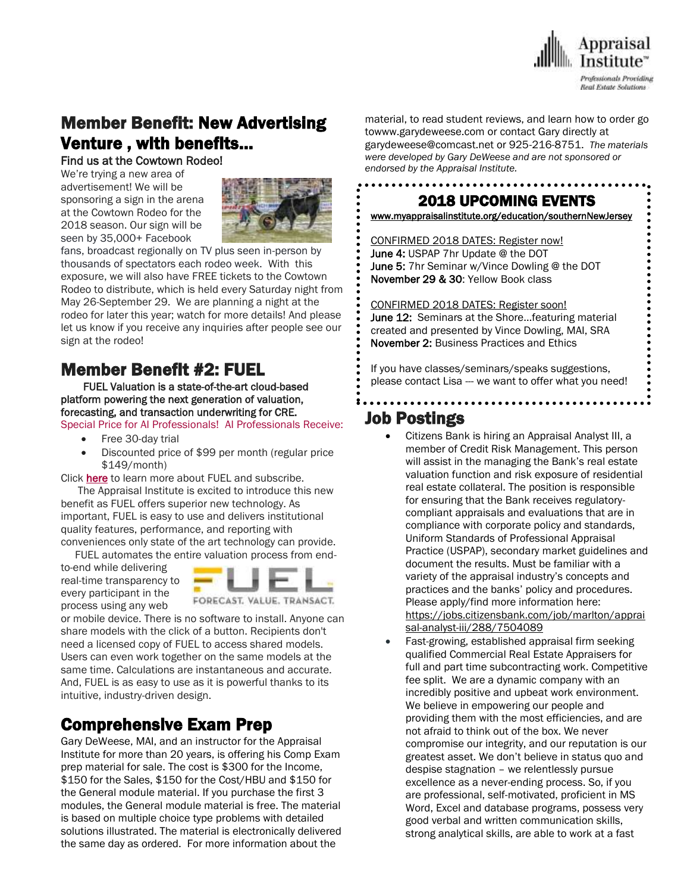## Member Benefit: New Advertising Venture , with benefits…

Find us at the Cowtown Rodeo!

We're trying a new area of advertisement! We will be sponsoring a sign in the arena at the Cowtown Rodeo for the 2018 season. Our sign will be seen by 35,000+ Facebook fans, broadcast regionally on TV plus seen in-person by thousands of spectators each rodeo week. With this exposure, we will also have FREE tickets to the Cowtown Rodeo to distribute, which is held every Saturday night from May 26-September 29. We are planning a night at the rodeo for later this year; watch for more details! And please let us know if you receive any inquiries after people see our sign at the rodeo!

## Member Benefit #2: FUEL

**FUEL Valuation is a state-of-the-art cloud-based platform powering the next generation of valuation, forecasting, and transaction underwriting for CRE.**

Special Price for AI Professionals! AI Professionals Receive:

- Free 30-day trial
- Discounted price of $99 per month (regular price $149/month)

Click here to learn more about FUEL and subscribe.

The Appraisal Institute is excited to introduce this new benefit as FUEL offers superior new technology. As important, FUEL is easy to use and delivers institutional quality features, performance, and reporting with conveniences only state of the art technology can provide.

FUEL automates the entire valuation process from end-to-end while delivering real-time transparency to every participant in the process using any web or mobile device. There is no software to install. Anyone can share models with the click of a button. Recipients don't need a licensed copy of FUEL to access shared models. Users can even work together on the same models at the same time. Calculations are instantaneous and accurate. And, FUEL is as easy to use as it is powerful thanks to its intuitive, industry-driven design.

## Comprehensive Exam Prep

Gary DeWeese, MAI, and an instructor for the Appraisal Institute for more than 20 years, is offering his Comp Exam prep material for sale. The cost is $300 for the Income, $150 for the Sales, $150 for the Cost/HBU and $150 for the General module material. If you purchase the first 3 modules, the General module material is free. The material is based on multiple choice type problems with detailed solutions illustrated. The material is electronically delivered the same day as ordered. For more information about the material, to read student reviews, and learn how to order go towww.garydeweese.com or contact Gary directly at garydeweese@comcast.net or 925-216-8751. *The materials were developed by Gary DeWeese and are not sponsored or endorsed by the Appraisal Institute.*

## 2018 UPCOMING EVENTS

www.myappraisalinstitute.org/education/southernNewJersey

CONFIRMED 2018 DATES: Register now!

**June 4:** USPAP 7hr Update @ the DOT
**June 5:** 7hr Seminar w/Vince Dowling @ the DOT
**November 29 & 30**: Yellow Book class

CONFIRMED 2018 DATES: Register soon!

**June 12:** Seminars at the Shore…featuring material created and presented by Vince Dowling, MAI, SRA
**November 2:** Business Practices and Ethics

If you have classes/seminars/speaks suggestions, please contact Lisa --- we want to offer what you need!

## Job Postings

- Citizens Bank is hiring an Appraisal Analyst III, a member of Credit Risk Management. This person will assist in the managing the Bank's real estate valuation function and risk exposure of residential real estate collateral. The position is responsible for ensuring that the Bank receives regulatory-compliant appraisals and evaluations that are in compliance with corporate policy and standards, Uniform Standards of Professional Appraisal Practice (USPAP), secondary market guidelines and document the results. Must be familiar with a variety of the appraisal industry's concepts and practices and the banks' policy and procedures. Please apply/find more information here: https://jobs.citizensbank.com/job/marlton/appraisal-analyst-iii/288/7504089
- Fast-growing, established appraisal firm seeking qualified Commercial Real Estate Appraisers for full and part time subcontracting work. Competitive fee split. We are a dynamic company with an incredibly positive and upbeat work environment. We believe in empowering our people and providing them with the most efficiencies, and are not afraid to think out of the box. We never compromise our integrity, and our reputation is our greatest asset. We don't believe in status quo and despise stagnation – we relentlessly pursue excellence as a never-ending process. So, if you are professional, self-motivated, proficient in MS Word, Excel and database programs, possess very good verbal and written communication skills, strong analytical skills, are able to work at a fast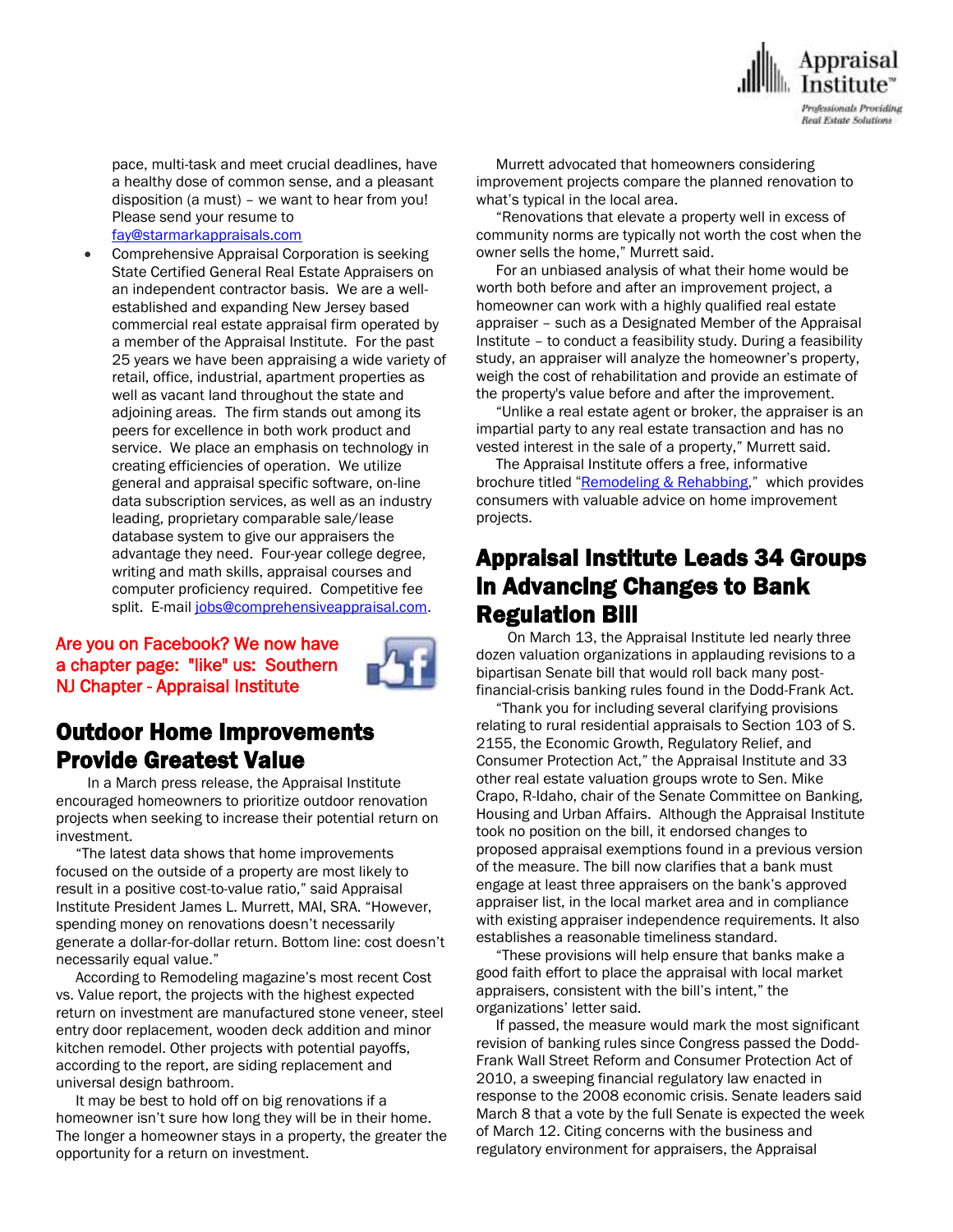pace, multi-task and meet crucial deadlines, have a healthy dose of common sense, and a pleasant disposition (a must) – we want to hear from you! Please send your resume to fay@starmarkappraisals.com

- Comprehensive Appraisal Corporation is seeking State Certified General Real Estate Appraisers on an independent contractor basis. We are a well-established and expanding New Jersey based commercial real estate appraisal firm operated by a member of the Appraisal Institute. For the past 25 years we have been appraising a wide variety of retail, office, industrial, apartment properties as well as vacant land throughout the state and adjoining areas. The firm stands out among its peers for excellence in both work product and service. We place an emphasis on technology in creating efficiencies of operation. We utilize general and appraisal specific software, on-line data subscription services, as well as an industry leading, proprietary comparable sale/lease database system to give our appraisers the advantage they need. Four-year college degree, writing and math skills, appraisal courses and computer proficiency required. Competitive fee split. E-mail jobs@comprehensiveappraisal.com.

**Are you on Facebook? We now have a chapter page: "like" us: Southern NJ Chapter - Appraisal Institute**

## Outdoor Home Improvements Provide Greatest Value

In a March press release, the Appraisal Institute encouraged homeowners to prioritize outdoor renovation projects when seeking to increase their potential return on investment.

"The latest data shows that home improvements focused on the outside of a property are most likely to result in a positive cost-to-value ratio," said Appraisal Institute President James L. Murrett, MAI, SRA. "However, spending money on renovations doesn't necessarily generate a dollar-for-dollar return. Bottom line: cost doesn't necessarily equal value."

According to Remodeling magazine's most recent Cost vs. Value report, the projects with the highest expected return on investment are manufactured stone veneer, steel entry door replacement, wooden deck addition and minor kitchen remodel. Other projects with potential payoffs, according to the report, are siding replacement and universal design bathroom.

It may be best to hold off on big renovations if a homeowner isn't sure how long they will be in their home. The longer a homeowner stays in a property, the greater the opportunity for a return on investment.

Murrett advocated that homeowners considering improvement projects compare the planned renovation to what's typical in the local area.

"Renovations that elevate a property well in excess of community norms are typically not worth the cost when the owner sells the home," Murrett said.

For an unbiased analysis of what their home would be worth both before and after an improvement project, a homeowner can work with a highly qualified real estate appraiser – such as a Designated Member of the Appraisal Institute – to conduct a feasibility study. During a feasibility study, an appraiser will analyze the homeowner's property, weigh the cost of rehabilitation and provide an estimate of the property's value before and after the improvement.

"Unlike a real estate agent or broker, the appraiser is an impartial party to any real estate transaction and has no vested interest in the sale of a property," Murrett said.

The Appraisal Institute offers a free, informative brochure titled "Remodeling & Rehabbing," which provides consumers with valuable advice on home improvement projects.

## Appraisal Institute Leads 34 Groups In Advancing Changes to Bank Regulation Bill

On March 13, the Appraisal Institute led nearly three dozen valuation organizations in applauding revisions to a bipartisan Senate bill that would roll back many post-financial-crisis banking rules found in the Dodd-Frank Act.

"Thank you for including several clarifying provisions relating to rural residential appraisals to Section 103 of S. 2155, the Economic Growth, Regulatory Relief, and Consumer Protection Act," the Appraisal Institute and 33 other real estate valuation groups wrote to Sen. Mike Crapo, R-Idaho, chair of the Senate Committee on Banking, Housing and Urban Affairs. Although the Appraisal Institute took no position on the bill, it endorsed changes to proposed appraisal exemptions found in a previous version of the measure. The bill now clarifies that a bank must engage at least three appraisers on the bank's approved appraiser list, in the local market area and in compliance with existing appraiser independence requirements. It also establishes a reasonable timeliness standard.

"These provisions will help ensure that banks make a good faith effort to place the appraisal with local market appraisers, consistent with the bill's intent," the organizations' letter said.

If passed, the measure would mark the most significant revision of banking rules since Congress passed the Dodd-Frank Wall Street Reform and Consumer Protection Act of 2010, a sweeping financial regulatory law enacted in response to the 2008 economic crisis. Senate leaders said March 8 that a vote by the full Senate is expected the week of March 12. Citing concerns with the business and regulatory environment for appraisers, the Appraisal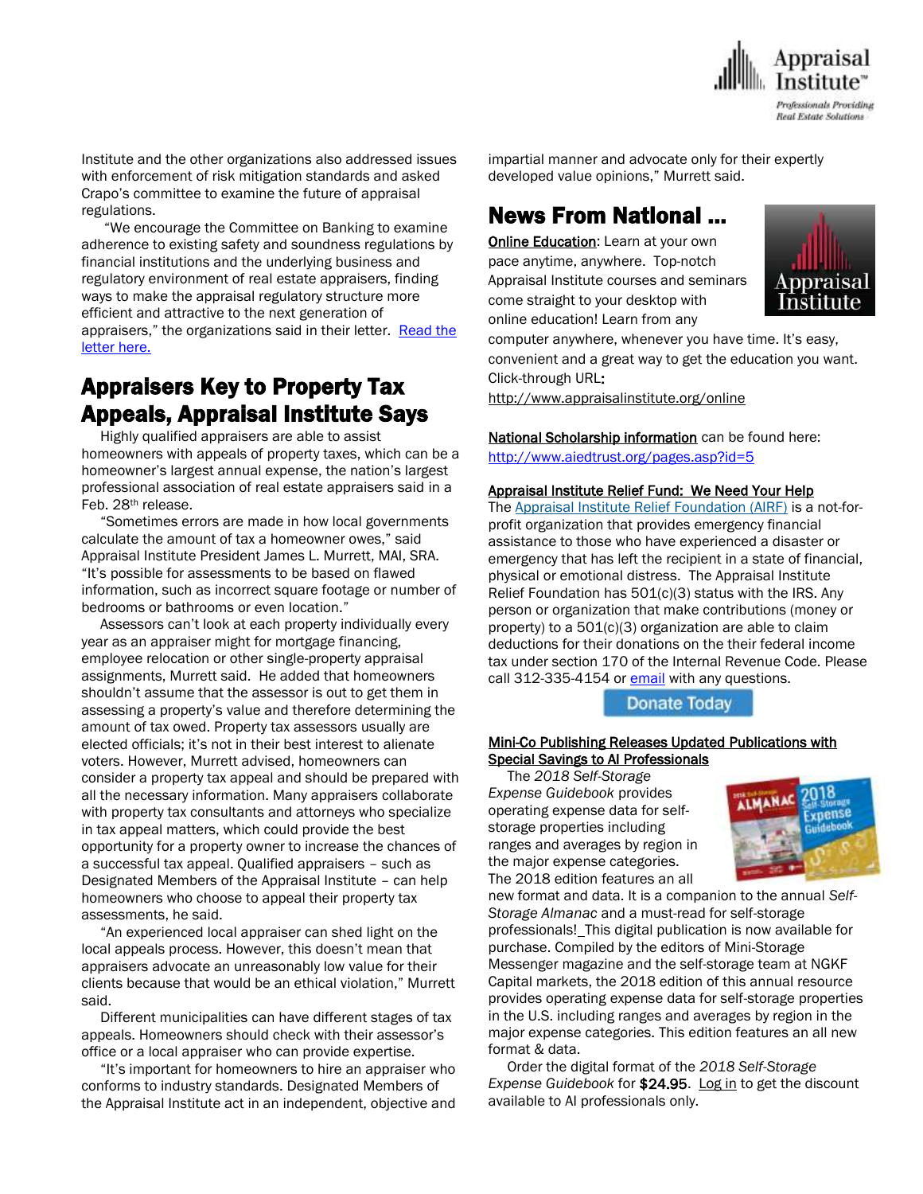Institute and the other organizations also addressed issues with enforcement of risk mitigation standards and asked Crapo's committee to examine the future of appraisal regulations.

"We encourage the Committee on Banking to examine adherence to existing safety and soundness regulations by financial institutions and the underlying business and regulatory environment of real estate appraisers, finding ways to make the appraisal regulatory structure more efficient and attractive to the next generation of appraisers," the organizations said in their letter. [Read the letter here.]

## Appraisers Key to Property Tax Appeals, Appraisal Institute Says

Highly qualified appraisers are able to assist homeowners with appeals of property taxes, which can be a homeowner's largest annual expense, the nation's largest professional association of real estate appraisers said in a Feb. 28th release.

"Sometimes errors are made in how local governments calculate the amount of tax a homeowner owes," said Appraisal Institute President James L. Murrett, MAI, SRA. "It's possible for assessments to be based on flawed information, such as incorrect square footage or number of bedrooms or bathrooms or even location."

Assessors can't look at each property individually every year as an appraiser might for mortgage financing, employee relocation or other single-property appraisal assignments, Murrett said. He added that homeowners shouldn't assume that the assessor is out to get them in assessing a property's value and therefore determining the amount of tax owed. Property tax assessors usually are elected officials; it's not in their best interest to alienate voters. However, Murrett advised, homeowners can consider a property tax appeal and should be prepared with all the necessary information. Many appraisers collaborate with property tax consultants and attorneys who specialize in tax appeal matters, which could provide the best opportunity for a property owner to increase the chances of a successful tax appeal. Qualified appraisers – such as Designated Members of the Appraisal Institute – can help homeowners who choose to appeal their property tax assessments, he said.

"An experienced local appraiser can shed light on the local appeals process. However, this doesn't mean that appraisers advocate an unreasonably low value for their clients because that would be an ethical violation," Murrett said.

Different municipalities can have different stages of tax appeals. Homeowners should check with their assessor's office or a local appraiser who can provide expertise.

"It's important for homeowners to hire an appraiser who conforms to industry standards. Designated Members of the Appraisal Institute act in an independent, objective and impartial manner and advocate only for their expertly developed value opinions," Murrett said.

## News From National …

**Online Education**: Learn at your own pace anytime, anywhere. Top-notch Appraisal Institute courses and seminars come straight to your desktop with online education! Learn from any computer anywhere, whenever you have time. It's easy, convenient and a great way to get the education you want. Click-through URL:
http://www.appraisalinstitute.org/online

**National Scholarship information** can be found here: http://www.aiedtrust.org/pages.asp?id=5

**Appraisal Institute Relief Fund: We Need Your Help**

The Appraisal Institute Relief Foundation (AIRF) is a not-for-profit organization that provides emergency financial assistance to those who have experienced a disaster or emergency that has left the recipient in a state of financial, physical or emotional distress. The Appraisal Institute Relief Foundation has 501(c)(3) status with the IRS. Any person or organization that make contributions (money or property) to a 501(c)(3) organization are able to claim deductions for their donations on the their federal income tax under section 170 of the Internal Revenue Code. Please call 312-335-4154 or email with any questions.

Donate Today

**Mini-Co Publishing Releases Updated Publications with Special Savings to AI Professionals**

The *2018 Self-Storage Expense Guidebook* provides operating expense data for self-storage properties including ranges and averages by region in the major expense categories. The 2018 edition features an all new format and data. It is a companion to the annual *Self-Storage Almanac* and a must-read for self-storage professionals! This digital publication is now available for purchase. Compiled by the editors of Mini-Storage Messenger magazine and the self-storage team at NGKF Capital markets, the 2018 edition of this annual resource provides operating expense data for self-storage properties in the U.S. including ranges and averages by region in the major expense categories. This edition features an all new format & data.

Order the digital format of the *2018 Self-Storage Expense Guidebook* for $24.95. Log in to get the discount available to AI professionals only.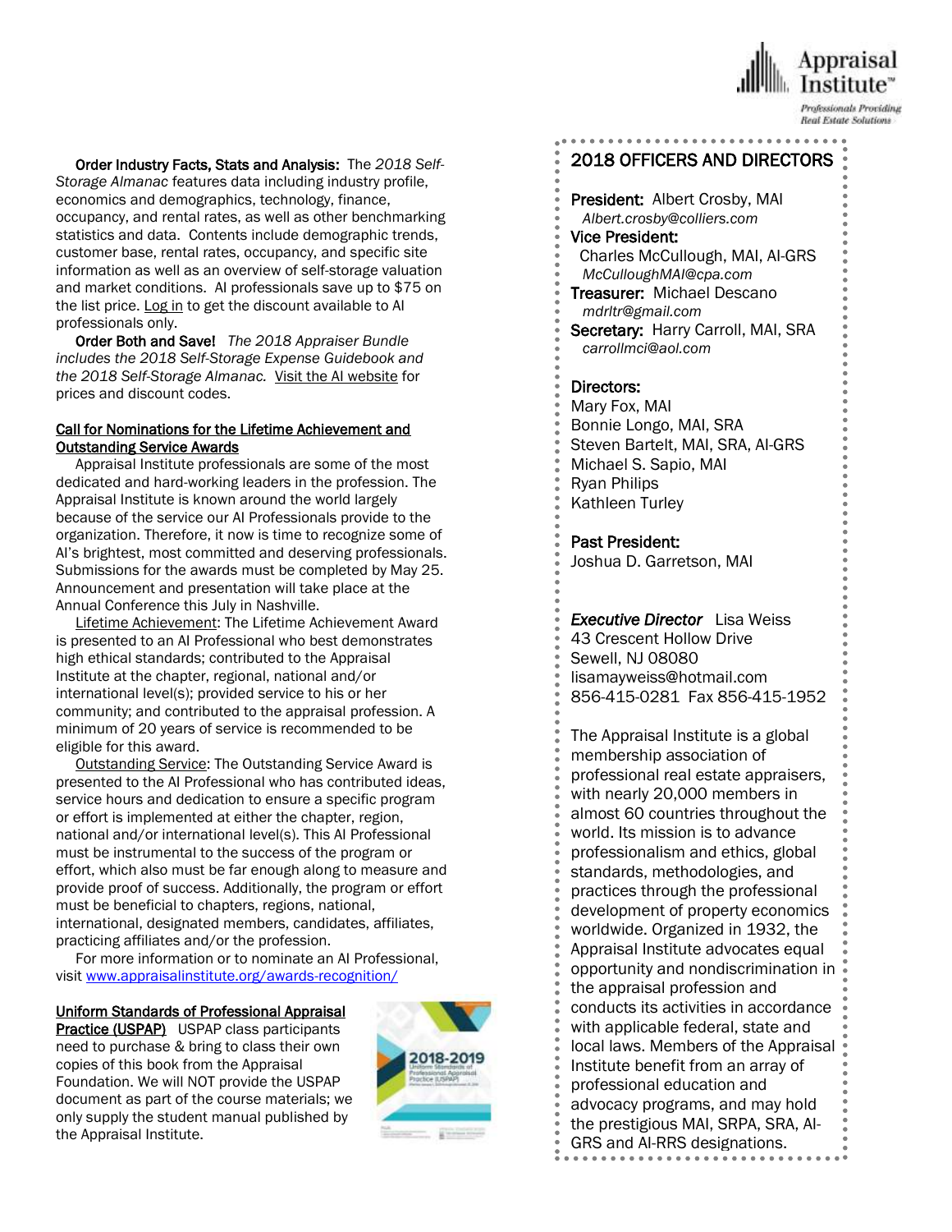**Order Industry Facts, Stats and Analysis:** The *2018 Self-Storage Almanac* features data including industry profile, economics and demographics, technology, finance, occupancy, and rental rates, as well as other benchmarking statistics and data. Contents include demographic trends, customer base, rental rates, occupancy, and specific site information as well as an overview of self-storage valuation and market conditions. AI professionals save up to $75 on the list price. Log in to get the discount available to AI professionals only.

**Order Both and Save!** *The 2018 Appraiser Bundle includes the 2018 Self-Storage Expense Guidebook and the 2018 Self-Storage Almanac.* Visit the AI website for prices and discount codes.

**Call for Nominations for the Lifetime Achievement and Outstanding Service Awards**

Appraisal Institute professionals are some of the most dedicated and hard-working leaders in the profession. The Appraisal Institute is known around the world largely because of the service our AI Professionals provide to the organization. Therefore, it now is time to recognize some of AI's brightest, most committed and deserving professionals. Submissions for the awards must be completed by May 25. Announcement and presentation will take place at the Annual Conference this July in Nashville.

Lifetime Achievement: The Lifetime Achievement Award is presented to an AI Professional who best demonstrates high ethical standards; contributed to the Appraisal Institute at the chapter, regional, national and/or international level(s); provided service to his or her community; and contributed to the appraisal profession. A minimum of 20 years of service is recommended to be eligible for this award.

Outstanding Service: The Outstanding Service Award is presented to the AI Professional who has contributed ideas, service hours and dedication to ensure a specific program or effort is implemented at either the chapter, region, national and/or international level(s). This AI Professional must be instrumental to the success of the program or effort, which also must be far enough along to measure and provide proof of success. Additionally, the program or effort must be beneficial to chapters, regions, national, international, designated members, candidates, affiliates, practicing affiliates and/or the profession.

For more information or to nominate an AI Professional, visit www.appraisalinstitute.org/awards-recognition/

**Uniform Standards of Professional Appraisal Practice (USPAP)** USPAP class participants need to purchase & bring to class their own copies of this book from the Appraisal Foundation. We will NOT provide the USPAP document as part of the course materials; we only supply the student manual published by the Appraisal Institute.

## 2018 OFFICERS AND DIRECTORS

**President:** Albert Crosby, MAI
*Albert.crosby@colliers.com*

**Vice President:**
Charles McCullough, MAI, AI-GRS
*McCulloughMAI@cpa.com*

**Treasurer:** Michael Descano
*mdrltr@gmail.com*

**Secretary:** Harry Carroll, MAI, SRA
*carrollmci@aol.com*

**Directors:**
Mary Fox, MAI
Bonnie Longo, MAI, SRA
Steven Bartelt, MAI, SRA, AI-GRS
Michael S. Sapio, MAI
Ryan Philips
Kathleen Turley

**Past President:**
Joshua D. Garretson, MAI

***Executive Director*** Lisa Weiss
43 Crescent Hollow Drive
Sewell, NJ 08080
lisamayweiss@hotmail.com
856-415-0281 Fax 856-415-1952

The Appraisal Institute is a global membership association of professional real estate appraisers, with nearly 20,000 members in almost 60 countries throughout the world. Its mission is to advance professionalism and ethics, global standards, methodologies, and practices through the professional development of property economics worldwide. Organized in 1932, the Appraisal Institute advocates equal opportunity and nondiscrimination in the appraisal profession and conducts its activities in accordance with applicable federal, state and local laws. Members of the Appraisal Institute benefit from an array of professional education and advocacy programs, and may hold the prestigious MAI, SRPA, SRA, AI-GRS and AI-RRS designations.